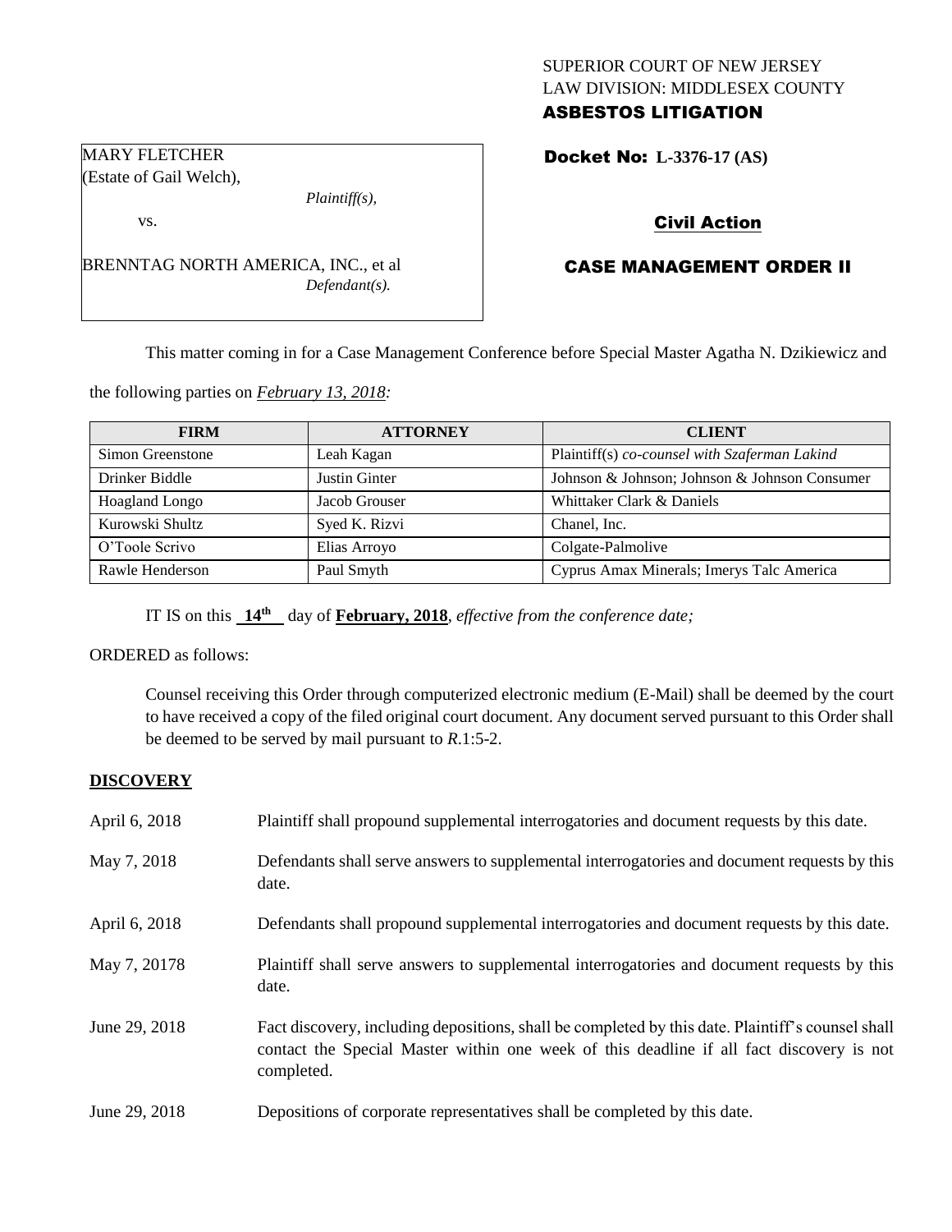SUPERIOR COURT OF NEW JERSEY
LAW DIVISION: MIDDLESEX COUNTY
**ASBESTOS LITIGATION**

MARY FLETCHER
(Estate of Gail Welch),
*Plaintiff(s),*
vs.

BRENNTAG NORTH AMERICA, INC., et al
*Defendant(s).*

**Docket No: L-3376-17 (AS)**

**Civil Action**

**CASE MANAGEMENT ORDER II**

This matter coming in for a Case Management Conference before Special Master Agatha N. Dzikiewicz and the following parties on *February 13, 2018:*

| FIRM | ATTORNEY | CLIENT |
|---|---|---|
| Simon Greenstone | Leah Kagan | Plaintiff(s) *co-counsel with Szaferman Lakind* |
| Drinker Biddle | Justin Ginter | Johnson & Johnson; Johnson & Johnson Consumer |
| Hoagland Longo | Jacob Grouser | Whittaker Clark & Daniels |
| Kurowski Shultz | Syed K. Rizvi | Chanel, Inc. |
| O'Toole Scrivo | Elias Arroyo | Colgate-Palmolive |
| Rawle Henderson | Paul Smyth | Cyprus Amax Minerals; Imerys Talc America |

IT IS on this **14th** day of **February, 2018**, *effective from the conference date;*

ORDERED as follows:

Counsel receiving this Order through computerized electronic medium (E-Mail) shall be deemed by the court to have received a copy of the filed original court document. Any document served pursuant to this Order shall be deemed to be served by mail pursuant to *R*.1:5-2.

**DISCOVERY**

| | |
|---|---|
| April 6, 2018 | Plaintiff shall propound supplemental interrogatories and document requests by this date. |
| May 7, 2018 | Defendants shall serve answers to supplemental interrogatories and document requests by this date. |
| April 6, 2018 | Defendants shall propound supplemental interrogatories and document requests by this date. |
| May 7, 20178 | Plaintiff shall serve answers to supplemental interrogatories and document requests by this date. |
| June 29, 2018 | Fact discovery, including depositions, shall be completed by this date. Plaintiff's counsel shall contact the Special Master within one week of this deadline if all fact discovery is not completed. |
| June 29, 2018 | Depositions of corporate representatives shall be completed by this date. |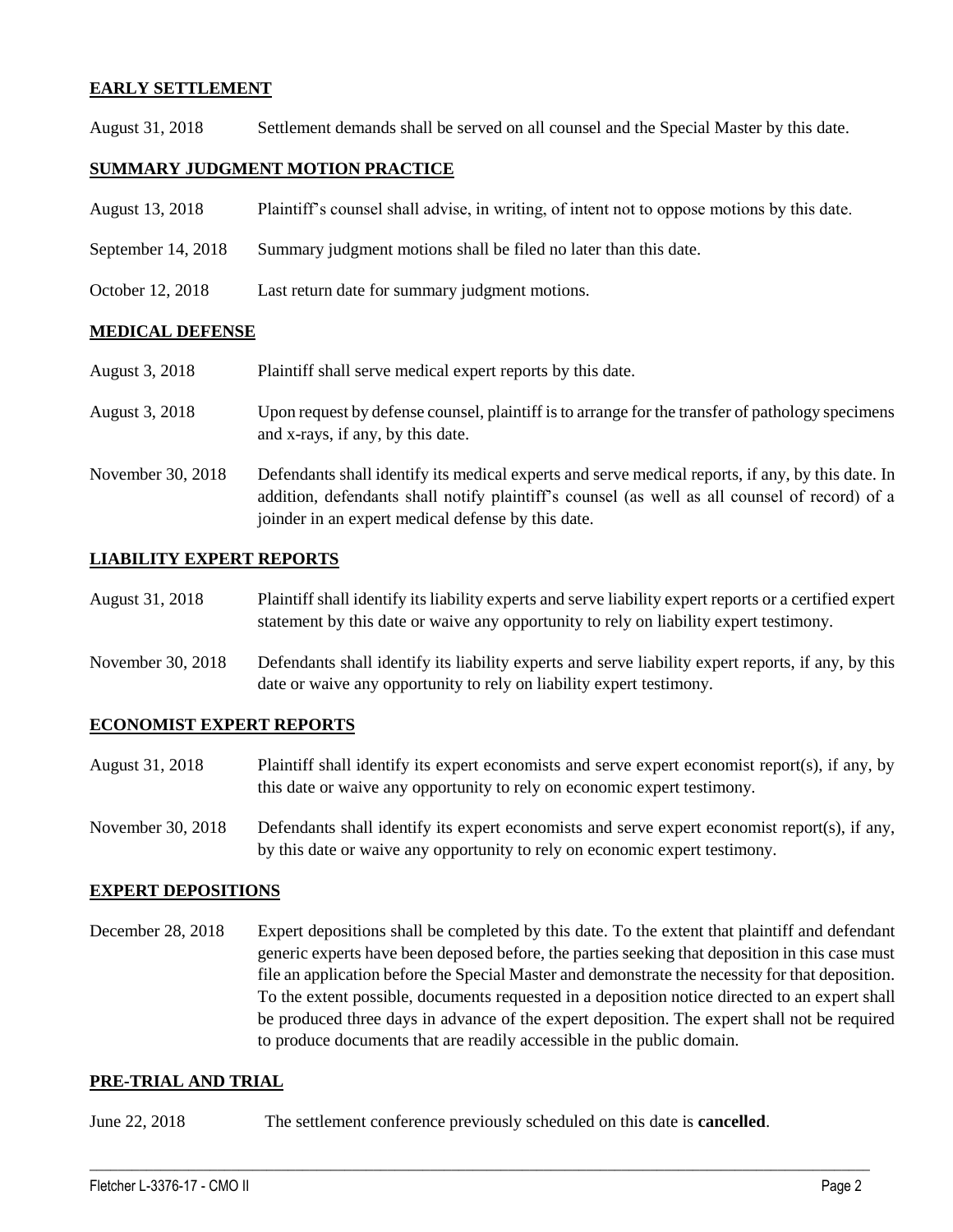## EARLY SETTLEMENT

August 31, 2018 Settlement demands shall be served on all counsel and the Special Master by this date.

## SUMMARY JUDGMENT MOTION PRACTICE

August 13, 2018 Plaintiff's counsel shall advise, in writing, of intent not to oppose motions by this date.

September 14, 2018 Summary judgment motions shall be filed no later than this date.

October 12, 2018 Last return date for summary judgment motions.

## MEDICAL DEFENSE

August 3, 2018 Plaintiff shall serve medical expert reports by this date.

August 3, 2018 Upon request by defense counsel, plaintiff is to arrange for the transfer of pathology specimens and x-rays, if any, by this date.

November 30, 2018 Defendants shall identify its medical experts and serve medical reports, if any, by this date. In addition, defendants shall notify plaintiff's counsel (as well as all counsel of record) of a joinder in an expert medical defense by this date.

## LIABILITY EXPERT REPORTS

August 31, 2018 Plaintiff shall identify its liability experts and serve liability expert reports or a certified expert statement by this date or waive any opportunity to rely on liability expert testimony.

November 30, 2018 Defendants shall identify its liability experts and serve liability expert reports, if any, by this date or waive any opportunity to rely on liability expert testimony.

## ECONOMIST EXPERT REPORTS

August 31, 2018 Plaintiff shall identify its expert economists and serve expert economist report(s), if any, by this date or waive any opportunity to rely on economic expert testimony.

November 30, 2018 Defendants shall identify its expert economists and serve expert economist report(s), if any, by this date or waive any opportunity to rely on economic expert testimony.

## EXPERT DEPOSITIONS

December 28, 2018 Expert depositions shall be completed by this date. To the extent that plaintiff and defendant generic experts have been deposed before, the parties seeking that deposition in this case must file an application before the Special Master and demonstrate the necessity for that deposition. To the extent possible, documents requested in a deposition notice directed to an expert shall be produced three days in advance of the expert deposition. The expert shall not be required to produce documents that are readily accessible in the public domain.

## PRE-TRIAL AND TRIAL

June 22, 2018 The settlement conference previously scheduled on this date is **cancelled**.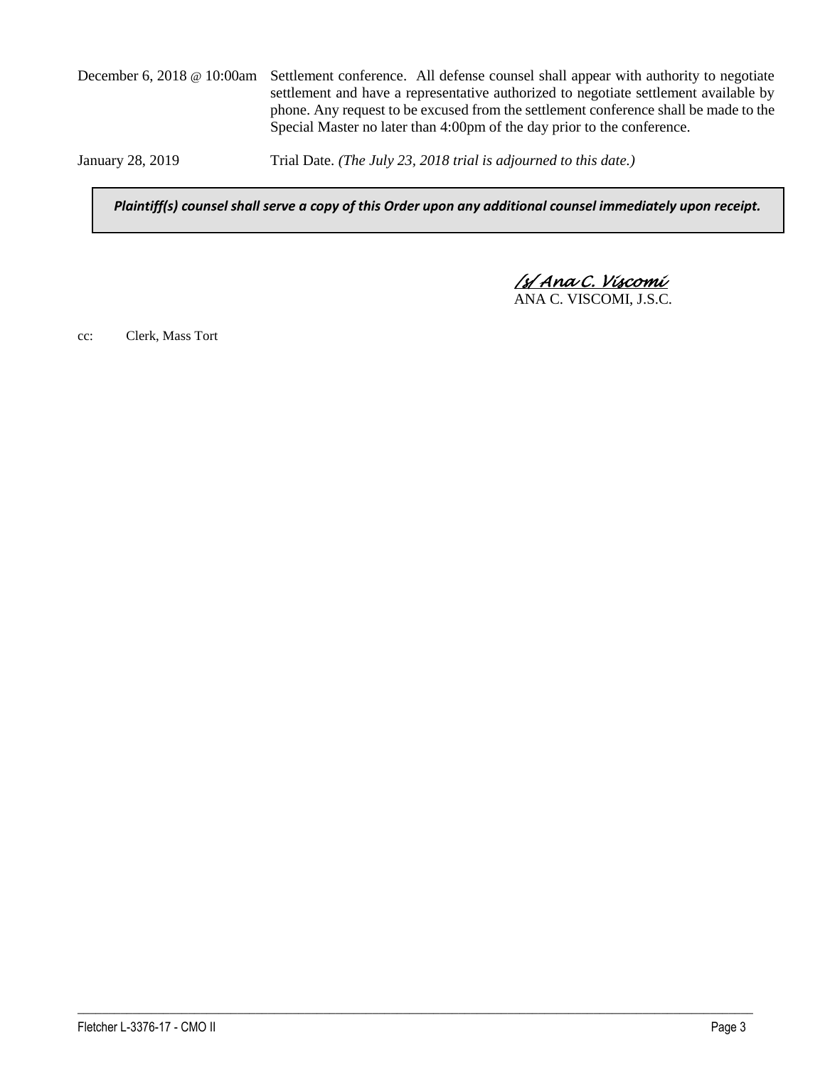| | |
|---|---|
| December 6, 2018 @ 10:00am | Settlement conference. All defense counsel shall appear with authority to negotiate settlement and have a representative authorized to negotiate settlement available by phone. Any request to be excused from the settlement conference shall be made to the Special Master no later than 4:00pm of the day prior to the conference. |
| January 28, 2019 | Trial Date. *(The July 23, 2018 trial is adjourned to this date.)* |

***Plaintiff(s) counsel shall serve a copy of this Order upon any additional counsel immediately upon receipt.***

*/s/ Ana C. Viscomi*
ANA C. VISCOMI, J.S.C.

cc: Clerk, Mass Tort